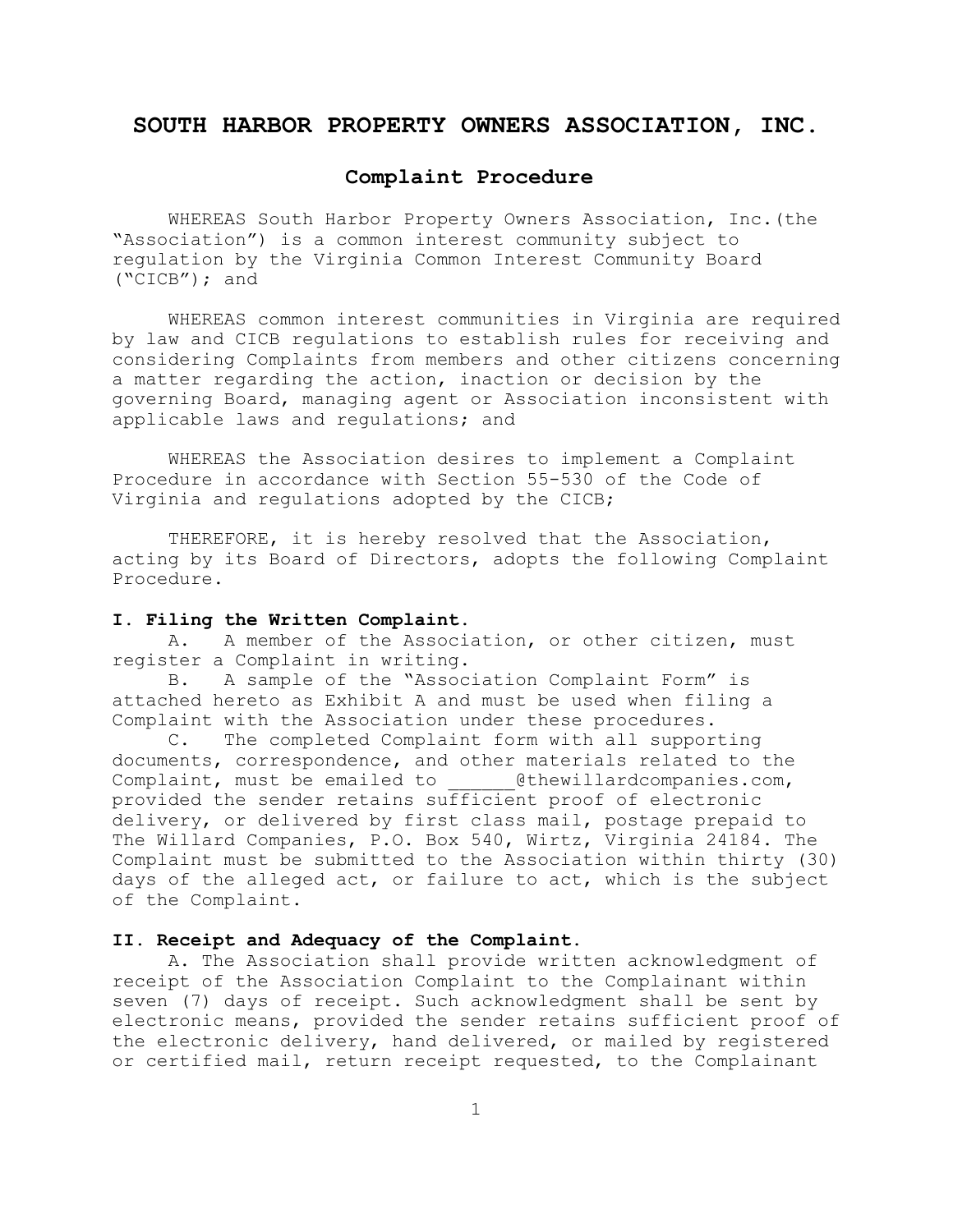# SOUTH HARBOR PROPERTY OWNERS ASSOCIATION, INC.

## Complaint Procedure

WHEREAS South Harbor Property Owners Association, Inc.(the "Association") is a common interest community subject to regulation by the Virginia Common Interest Community Board ("CICB"); and

WHEREAS common interest communities in Virginia are required by law and CICB regulations to establish rules for receiving and considering Complaints from members and other citizens concerning a matter regarding the action, inaction or decision by the governing Board, managing agent or Association inconsistent with applicable laws and regulations; and

WHEREAS the Association desires to implement a Complaint Procedure in accordance with Section 55-530 of the Code of Virginia and regulations adopted by the CICB;

THEREFORE, it is hereby resolved that the Association, acting by its Board of Directors, adopts the following Complaint Procedure.

**I. Filing the Written Complaint.**

A. A member of the Association, or other citizen, must register a Complaint in writing.

B. A sample of the "Association Complaint Form" is attached hereto as Exhibit A and must be used when filing a Complaint with the Association under these procedures.

C. The completed Complaint form with all supporting documents, correspondence, and other materials related to the Complaint, must be emailed to ______@thewillardcompanies.com, provided the sender retains sufficient proof of electronic delivery, or delivered by first class mail, postage prepaid to The Willard Companies, P.O. Box 540, Wirtz, Virginia 24184. The Complaint must be submitted to the Association within thirty (30) days of the alleged act, or failure to act, which is the subject of the Complaint.

**II. Receipt and Adequacy of the Complaint.**

A. The Association shall provide written acknowledgment of receipt of the Association Complaint to the Complainant within seven (7) days of receipt. Such acknowledgment shall be sent by electronic means, provided the sender retains sufficient proof of the electronic delivery, hand delivered, or mailed by registered or certified mail, return receipt requested, to the Complainant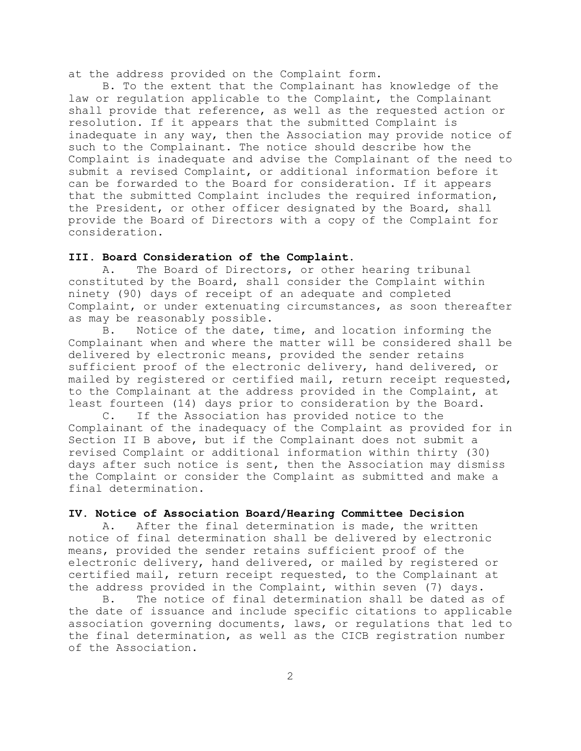at the address provided on the Complaint form.

B. To the extent that the Complainant has knowledge of the law or regulation applicable to the Complaint, the Complainant shall provide that reference, as well as the requested action or resolution. If it appears that the submitted Complaint is inadequate in any way, then the Association may provide notice of such to the Complainant. The notice should describe how the Complaint is inadequate and advise the Complainant of the need to submit a revised Complaint, or additional information before it can be forwarded to the Board for consideration. If it appears that the submitted Complaint includes the required information, the President, or other officer designated by the Board, shall provide the Board of Directors with a copy of the Complaint for consideration.

**III. Board Consideration of the Complaint.**

A. The Board of Directors, or other hearing tribunal constituted by the Board, shall consider the Complaint within ninety (90) days of receipt of an adequate and completed Complaint, or under extenuating circumstances, as soon thereafter as may be reasonably possible.

B. Notice of the date, time, and location informing the Complainant when and where the matter will be considered shall be delivered by electronic means, provided the sender retains sufficient proof of the electronic delivery, hand delivered, or mailed by registered or certified mail, return receipt requested, to the Complainant at the address provided in the Complaint, at least fourteen (14) days prior to consideration by the Board.

C. If the Association has provided notice to the Complainant of the inadequacy of the Complaint as provided for in Section II B above, but if the Complainant does not submit a revised Complaint or additional information within thirty (30) days after such notice is sent, then the Association may dismiss the Complaint or consider the Complaint as submitted and make a final determination.

**IV. Notice of Association Board/Hearing Committee Decision**

A. After the final determination is made, the written notice of final determination shall be delivered by electronic means, provided the sender retains sufficient proof of the electronic delivery, hand delivered, or mailed by registered or certified mail, return receipt requested, to the Complainant at the address provided in the Complaint, within seven (7) days.

B. The notice of final determination shall be dated as of the date of issuance and include specific citations to applicable association governing documents, laws, or regulations that led to the final determination, as well as the CICB registration number of the Association.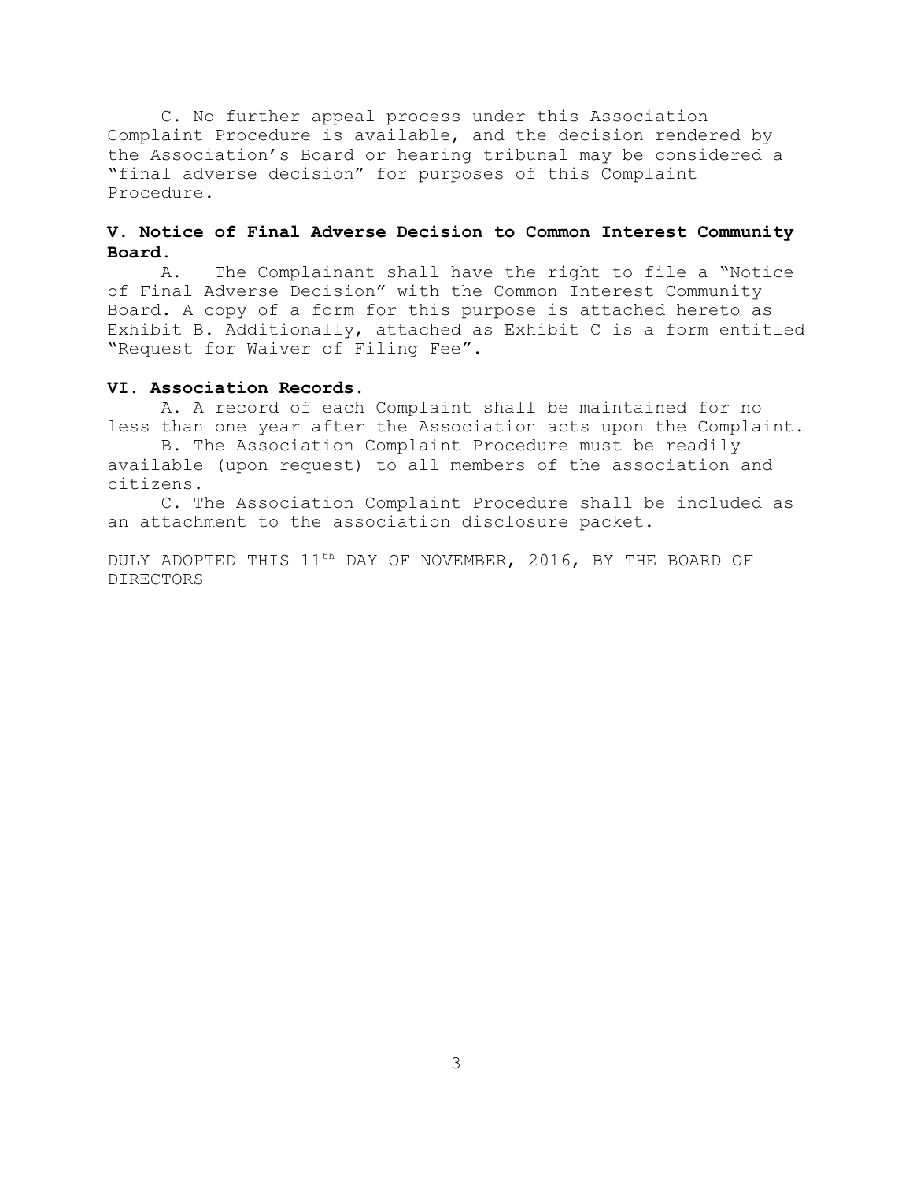C. No further appeal process under this Association Complaint Procedure is available, and the decision rendered by the Association's Board or hearing tribunal may be considered a "final adverse decision" for purposes of this Complaint Procedure.

**V. Notice of Final Adverse Decision to Common Interest Community Board.**

A. The Complainant shall have the right to file a "Notice of Final Adverse Decision" with the Common Interest Community Board. A copy of a form for this purpose is attached hereto as Exhibit B. Additionally, attached as Exhibit C is a form entitled "Request for Waiver of Filing Fee".

**VI. Association Records.**

A. A record of each Complaint shall be maintained for no less than one year after the Association acts upon the Complaint.

B. The Association Complaint Procedure must be readily available (upon request) to all members of the association and citizens.

C. The Association Complaint Procedure shall be included as an attachment to the association disclosure packet.

DULY ADOPTED THIS 11th DAY OF NOVEMBER, 2016, BY THE BOARD OF DIRECTORS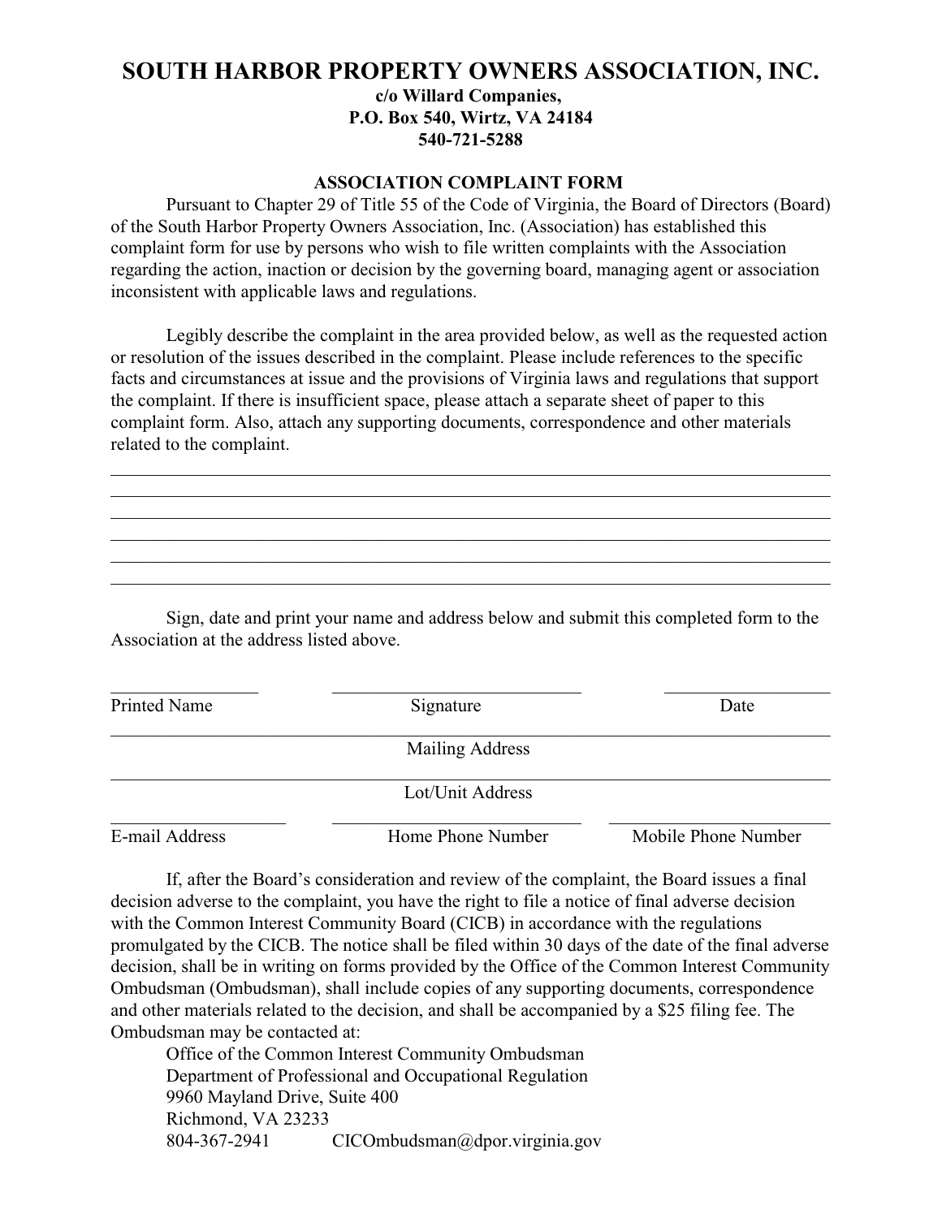# SOUTH HARBOR PROPERTY OWNERS ASSOCIATION, INC.

**c/o Willard Companies,**
**P.O. Box 540, Wirtz, VA 24184**
**540-721-5288**

## ASSOCIATION COMPLAINT FORM

Pursuant to Chapter 29 of Title 55 of the Code of Virginia, the Board of Directors (Board) of the South Harbor Property Owners Association, Inc. (Association) has established this complaint form for use by persons who wish to file written complaints with the Association regarding the action, inaction or decision by the governing board, managing agent or association inconsistent with applicable laws and regulations.

Legibly describe the complaint in the area provided below, as well as the requested action or resolution of the issues described in the complaint. Please include references to the specific facts and circumstances at issue and the provisions of Virginia laws and regulations that support the complaint. If there is insufficient space, please attach a separate sheet of paper to this complaint form. Also, attach any supporting documents, correspondence and other materials related to the complaint.

\_\_\_\_\_\_\_\_\_\_\_\_\_\_\_\_\_\_\_\_\_\_\_\_\_\_\_\_\_\_\_\_\_\_\_\_\_\_\_\_\_\_\_\_\_\_\_\_\_\_\_\_\_\_\_\_\_\_\_\_\_\_\_\_\_\_\_\_\_\_

\_\_\_\_\_\_\_\_\_\_\_\_\_\_\_\_\_\_\_\_\_\_\_\_\_\_\_\_\_\_\_\_\_\_\_\_\_\_\_\_\_\_\_\_\_\_\_\_\_\_\_\_\_\_\_\_\_\_\_\_\_\_\_\_\_\_\_\_\_\_

\_\_\_\_\_\_\_\_\_\_\_\_\_\_\_\_\_\_\_\_\_\_\_\_\_\_\_\_\_\_\_\_\_\_\_\_\_\_\_\_\_\_\_\_\_\_\_\_\_\_\_\_\_\_\_\_\_\_\_\_\_\_\_\_\_\_\_\_\_\_

\_\_\_\_\_\_\_\_\_\_\_\_\_\_\_\_\_\_\_\_\_\_\_\_\_\_\_\_\_\_\_\_\_\_\_\_\_\_\_\_\_\_\_\_\_\_\_\_\_\_\_\_\_\_\_\_\_\_\_\_\_\_\_\_\_\_\_\_\_\_

\_\_\_\_\_\_\_\_\_\_\_\_\_\_\_\_\_\_\_\_\_\_\_\_\_\_\_\_\_\_\_\_\_\_\_\_\_\_\_\_\_\_\_\_\_\_\_\_\_\_\_\_\_\_\_\_\_\_\_\_\_\_\_\_\_\_\_\_\_\_

\_\_\_\_\_\_\_\_\_\_\_\_\_\_\_\_\_\_\_\_\_\_\_\_\_\_\_\_\_\_\_\_\_\_\_\_\_\_\_\_\_\_\_\_\_\_\_\_\_\_\_\_\_\_\_\_\_\_\_\_\_\_\_\_\_\_\_\_\_\_

Sign, date and print your name and address below and submit this completed form to the Association at the address listed above.

\_\_\_\_\_\_\_\_\_\_\_\_\_\_\_\_\_\_ \_\_\_\_\_\_\_\_\_\_\_\_\_\_\_\_\_\_\_\_\_\_\_\_\_\_\_\_\_\_ \_\_\_\_\_\_\_\_\_\_\_\_\_\_\_\_\_\_\_\_
Printed Name Signature Date

\_\_\_\_\_\_\_\_\_\_\_\_\_\_\_\_\_\_\_\_\_\_\_\_\_\_\_\_\_\_\_\_\_\_\_\_\_\_\_\_\_\_\_\_\_\_\_\_\_\_\_\_\_\_\_\_\_\_\_\_\_\_\_\_\_\_\_\_\_\_
Mailing Address

\_\_\_\_\_\_\_\_\_\_\_\_\_\_\_\_\_\_\_\_\_\_\_\_\_\_\_\_\_\_\_\_\_\_\_\_\_\_\_\_\_\_\_\_\_\_\_\_\_\_\_\_\_\_\_\_\_\_\_\_\_\_\_\_\_\_\_\_\_\_
Lot/Unit Address

\_\_\_\_\_\_\_\_\_\_\_\_\_\_\_\_\_\_\_\_\_ \_\_\_\_\_\_\_\_\_\_\_\_\_\_\_\_\_\_\_\_\_\_\_\_\_\_\_\_\_\_ \_\_\_\_\_\_\_\_\_\_\_\_\_\_\_\_\_\_\_\_\_\_\_\_\_\_
E-mail Address Home Phone Number Mobile Phone Number

If, after the Board's consideration and review of the complaint, the Board issues a final decision adverse to the complaint, you have the right to file a notice of final adverse decision with the Common Interest Community Board (CICB) in accordance with the regulations promulgated by the CICB. The notice shall be filed within 30 days of the date of the final adverse decision, shall be in writing on forms provided by the Office of the Common Interest Community Ombudsman (Ombudsman), shall include copies of any supporting documents, correspondence and other materials related to the decision, and shall be accompanied by a $25 filing fee. The Ombudsman may be contacted at:

Office of the Common Interest Community Ombudsman
Department of Professional and Occupational Regulation
9960 Mayland Drive, Suite 400
Richmond, VA 23233
804-367-2941 CICOmbudsman@dpor.virginia.gov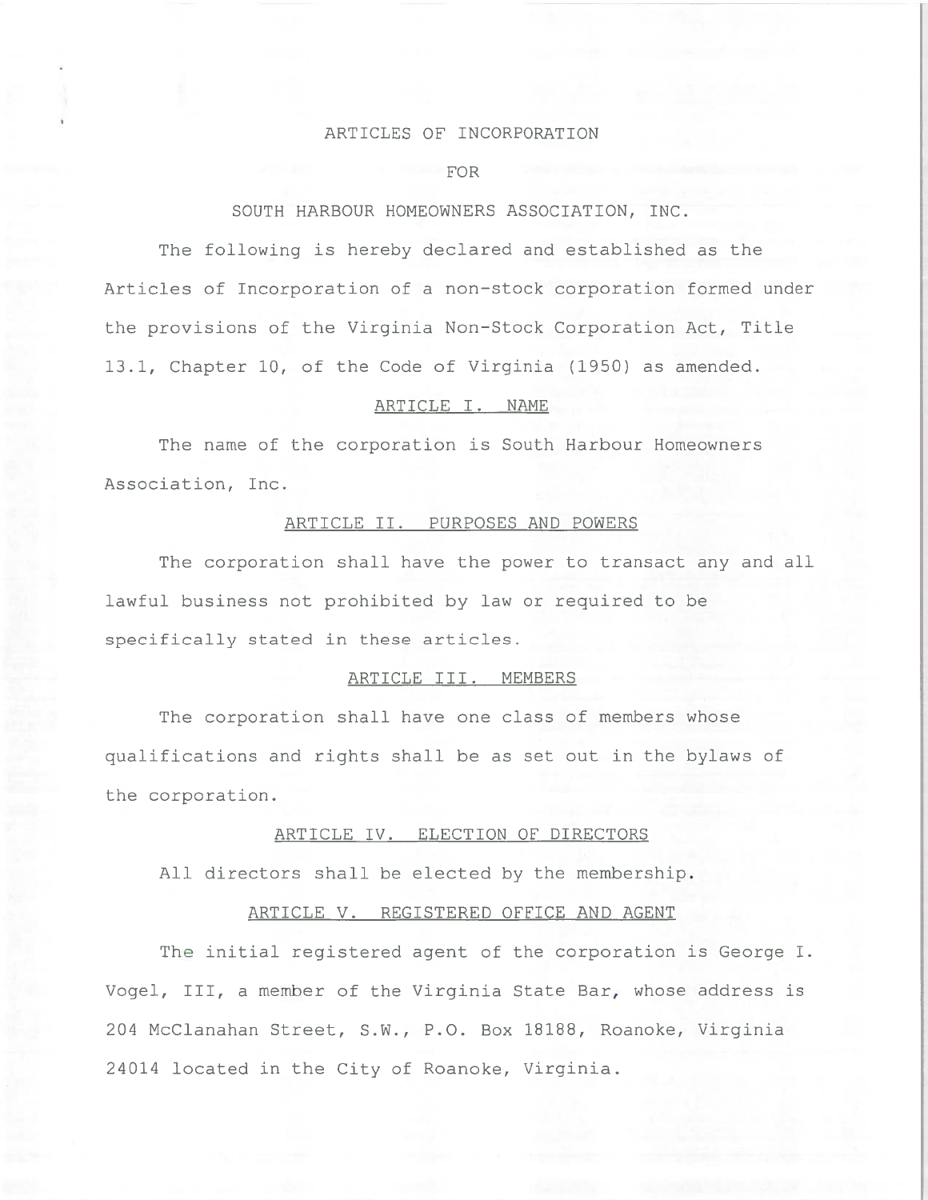# ARTICLES OF INCORPORATION

## FOR

## SOUTH HARBOUR HOMEOWNERS ASSOCIATION, INC.

The following is hereby declared and established as the Articles of Incorporation of a non-stock corporation formed under the provisions of the Virginia Non-Stock Corporation Act, Title 13.1, Chapter 10, of the Code of Virginia (1950) as amended.

### ARTICLE I. NAME

The name of the corporation is South Harbour Homeowners Association, Inc.

### ARTICLE II. PURPOSES AND POWERS

The corporation shall have the power to transact any and all lawful business not prohibited by law or required to be specifically stated in these articles.

### ARTICLE III. MEMBERS

The corporation shall have one class of members whose qualifications and rights shall be as set out in the bylaws of the corporation.

### ARTICLE IV. ELECTION OF DIRECTORS

All directors shall be elected by the membership.

### ARTICLE V. REGISTERED OFFICE AND AGENT

The initial registered agent of the corporation is George I. Vogel, III, a member of the Virginia State Bar, whose address is 204 McClanahan Street, S.W., P.O. Box 18188, Roanoke, Virginia 24014 located in the City of Roanoke, Virginia.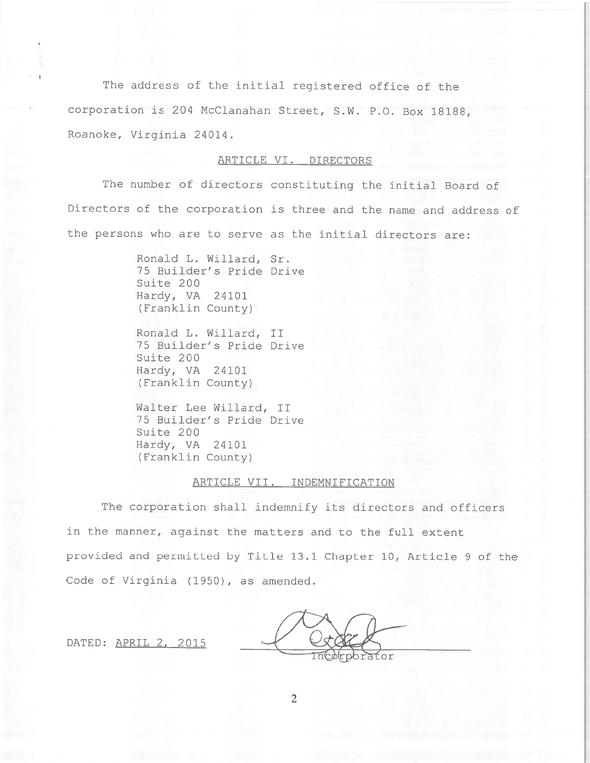The address of the initial registered office of the corporation is 204 McClanahan Street, S.W. P.O. Box 18188, Roanoke, Virginia 24014.

## ARTICLE VI. DIRECTORS

The number of directors constituting the initial Board of Directors of the corporation is three and the name and address of the persons who are to serve as the initial directors are:

Ronald L. Willard, Sr.
75 Builder's Pride Drive
Suite 200
Hardy, VA 24101
(Franklin County)

Ronald L. Willard, II
75 Builder's Pride Drive
Suite 200
Hardy, VA 24101
(Franklin County)

Walter Lee Willard, II
75 Builder's Pride Drive
Suite 200
Hardy, VA 24101
(Franklin County)

## ARTICLE VII. INDEMNIFICATION

The corporation shall indemnify its directors and officers in the manner, against the matters and to the full extent provided and permitted by Title 13.1 Chapter 10, Article 9 of the Code of Virginia (1950), as amended.

DATED: APRIL 2, 2015

Incorporator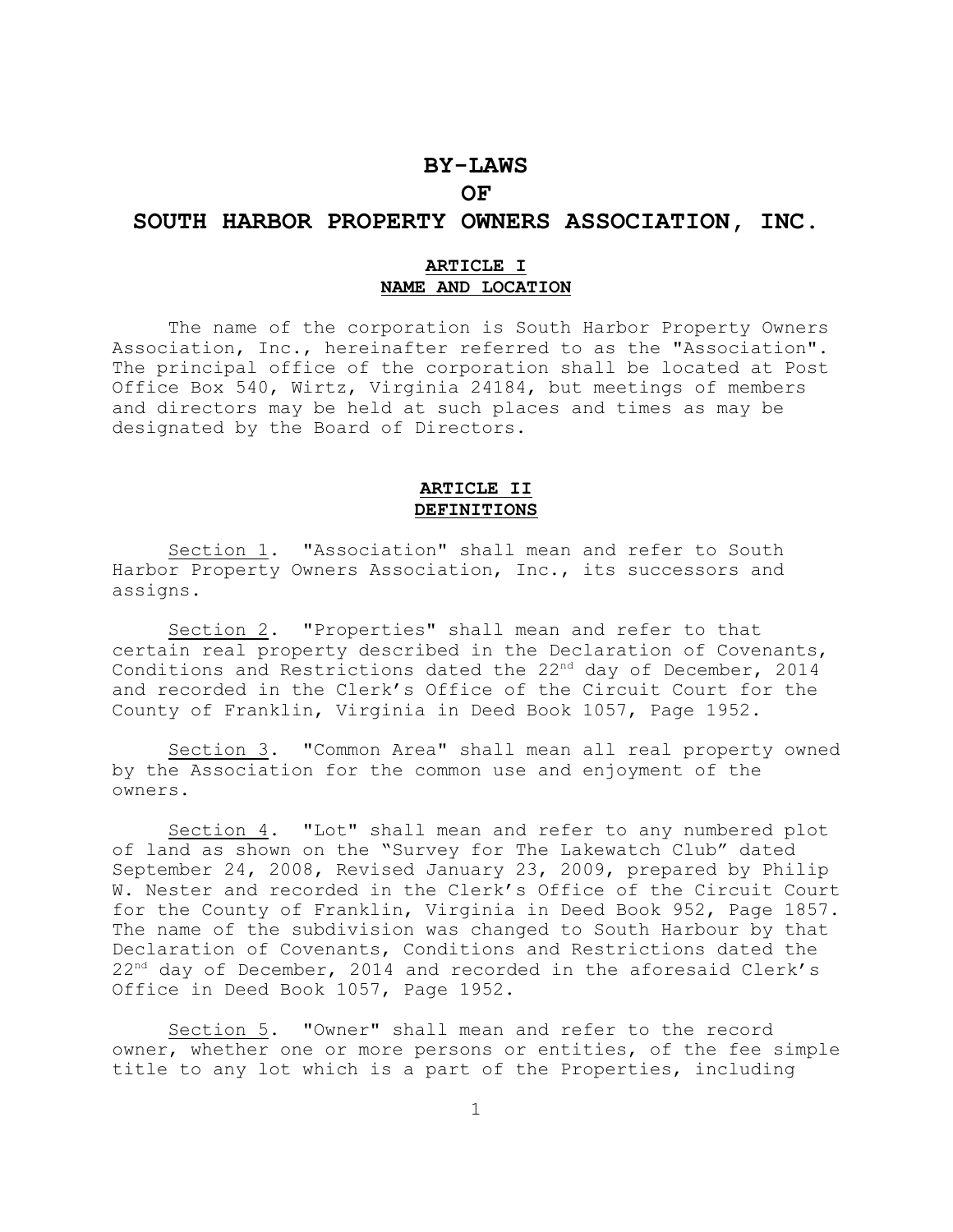# BY-LAWS
# OF
# SOUTH HARBOR PROPERTY OWNERS ASSOCIATION, INC.

## ARTICLE I
## NAME AND LOCATION

The name of the corporation is South Harbor Property Owners Association, Inc., hereinafter referred to as the "Association". The principal office of the corporation shall be located at Post Office Box 540, Wirtz, Virginia 24184, but meetings of members and directors may be held at such places and times as may be designated by the Board of Directors.

## ARTICLE II
## DEFINITIONS

Section 1. "Association" shall mean and refer to South Harbor Property Owners Association, Inc., its successors and assigns.

Section 2. "Properties" shall mean and refer to that certain real property described in the Declaration of Covenants, Conditions and Restrictions dated the 22nd day of December, 2014 and recorded in the Clerk's Office of the Circuit Court for the County of Franklin, Virginia in Deed Book 1057, Page 1952.

Section 3. "Common Area" shall mean all real property owned by the Association for the common use and enjoyment of the owners.

Section 4. "Lot" shall mean and refer to any numbered plot of land as shown on the "Survey for The Lakewatch Club" dated September 24, 2008, Revised January 23, 2009, prepared by Philip W. Nester and recorded in the Clerk's Office of the Circuit Court for the County of Franklin, Virginia in Deed Book 952, Page 1857. The name of the subdivision was changed to South Harbour by that Declaration of Covenants, Conditions and Restrictions dated the 22nd day of December, 2014 and recorded in the aforesaid Clerk's Office in Deed Book 1057, Page 1952.

Section 5. "Owner" shall mean and refer to the record owner, whether one or more persons or entities, of the fee simple title to any lot which is a part of the Properties, including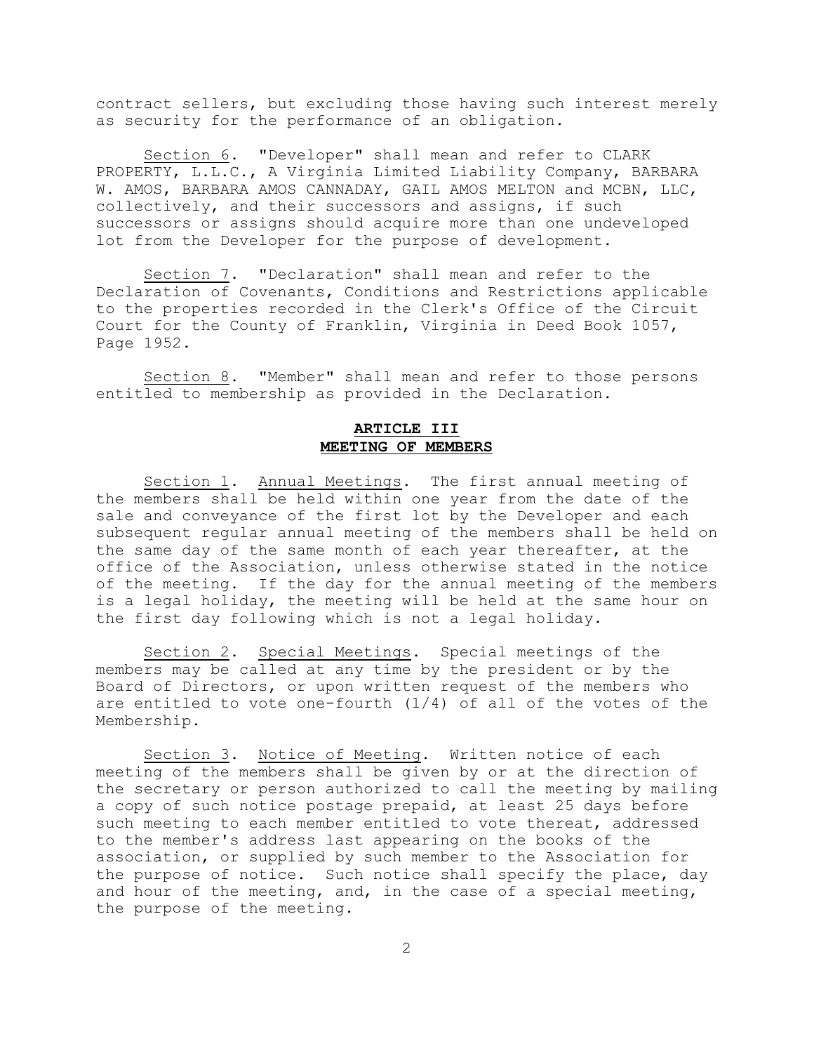contract sellers, but excluding those having such interest merely as security for the performance of an obligation.

Section 6. "Developer" shall mean and refer to CLARK PROPERTY, L.L.C., A Virginia Limited Liability Company, BARBARA W. AMOS, BARBARA AMOS CANNADAY, GAIL AMOS MELTON and MCBN, LLC, collectively, and their successors and assigns, if such successors or assigns should acquire more than one undeveloped lot from the Developer for the purpose of development.

Section 7. "Declaration" shall mean and refer to the Declaration of Covenants, Conditions and Restrictions applicable to the properties recorded in the Clerk's Office of the Circuit Court for the County of Franklin, Virginia in Deed Book 1057, Page 1952.

Section 8. "Member" shall mean and refer to those persons entitled to membership as provided in the Declaration.

## ARTICLE III
## MEETING OF MEMBERS

Section 1. Annual Meetings. The first annual meeting of the members shall be held within one year from the date of the sale and conveyance of the first lot by the Developer and each subsequent regular annual meeting of the members shall be held on the same day of the same month of each year thereafter, at the office of the Association, unless otherwise stated in the notice of the meeting. If the day for the annual meeting of the members is a legal holiday, the meeting will be held at the same hour on the first day following which is not a legal holiday.

Section 2. Special Meetings. Special meetings of the members may be called at any time by the president or by the Board of Directors, or upon written request of the members who are entitled to vote one-fourth (1/4) of all of the votes of the Membership.

Section 3. Notice of Meeting. Written notice of each meeting of the members shall be given by or at the direction of the secretary or person authorized to call the meeting by mailing a copy of such notice postage prepaid, at least 25 days before such meeting to each member entitled to vote thereat, addressed to the member's address last appearing on the books of the association, or supplied by such member to the Association for the purpose of notice. Such notice shall specify the place, day and hour of the meeting, and, in the case of a special meeting, the purpose of the meeting.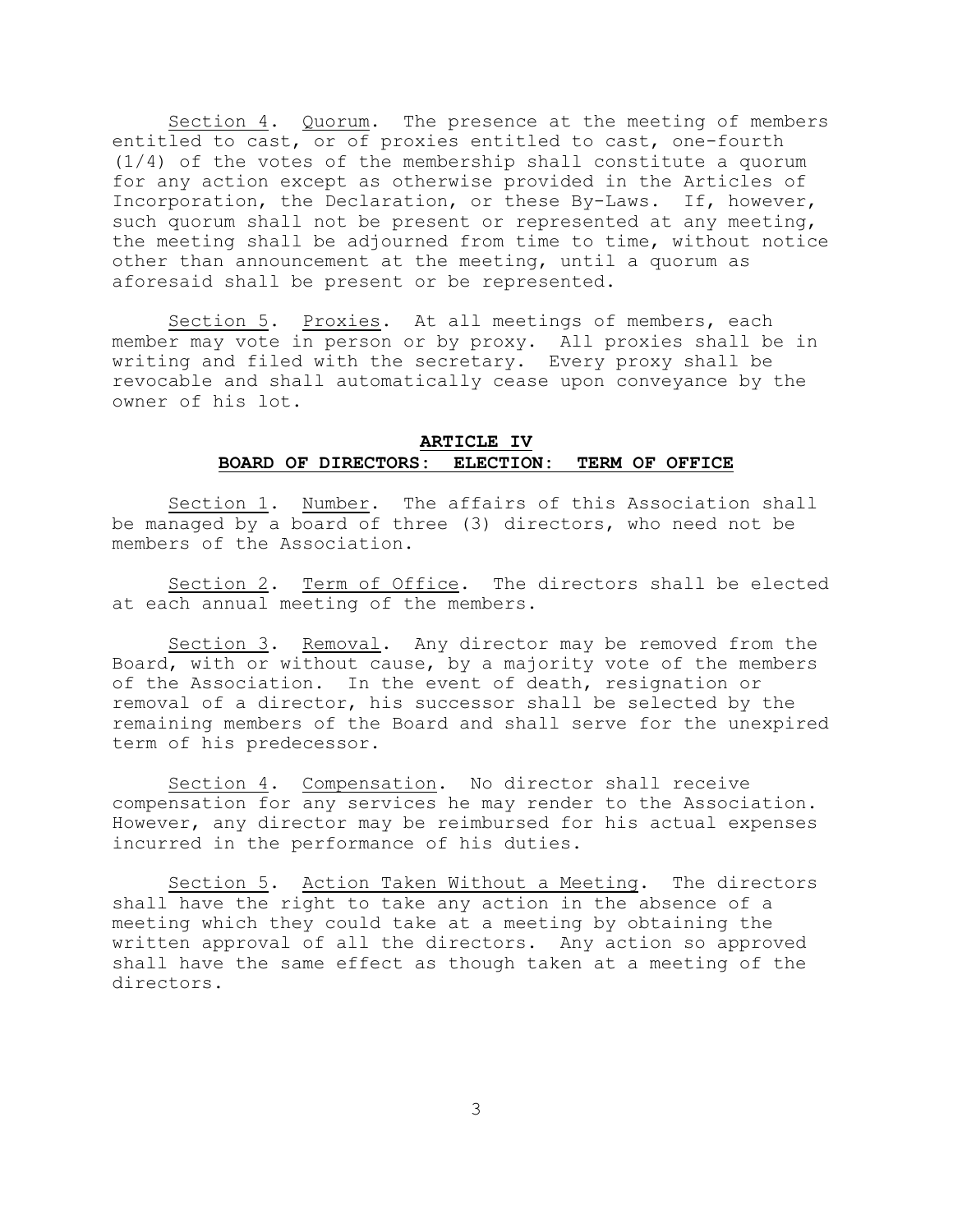Section 4. Quorum. The presence at the meeting of members entitled to cast, or of proxies entitled to cast, one-fourth (1/4) of the votes of the membership shall constitute a quorum for any action except as otherwise provided in the Articles of Incorporation, the Declaration, or these By-Laws. If, however, such quorum shall not be present or represented at any meeting, the meeting shall be adjourned from time to time, without notice other than announcement at the meeting, until a quorum as aforesaid shall be present or be represented.

Section 5. Proxies. At all meetings of members, each member may vote in person or by proxy. All proxies shall be in writing and filed with the secretary. Every proxy shall be revocable and shall automatically cease upon conveyance by the owner of his lot.

## ARTICLE IV
## BOARD OF DIRECTORS: ELECTION: TERM OF OFFICE

Section 1. Number. The affairs of this Association shall be managed by a board of three (3) directors, who need not be members of the Association.

Section 2. Term of Office. The directors shall be elected at each annual meeting of the members.

Section 3. Removal. Any director may be removed from the Board, with or without cause, by a majority vote of the members of the Association. In the event of death, resignation or removal of a director, his successor shall be selected by the remaining members of the Board and shall serve for the unexpired term of his predecessor.

Section 4. Compensation. No director shall receive compensation for any services he may render to the Association. However, any director may be reimbursed for his actual expenses incurred in the performance of his duties.

Section 5. Action Taken Without a Meeting. The directors shall have the right to take any action in the absence of a meeting which they could take at a meeting by obtaining the written approval of all the directors. Any action so approved shall have the same effect as though taken at a meeting of the directors.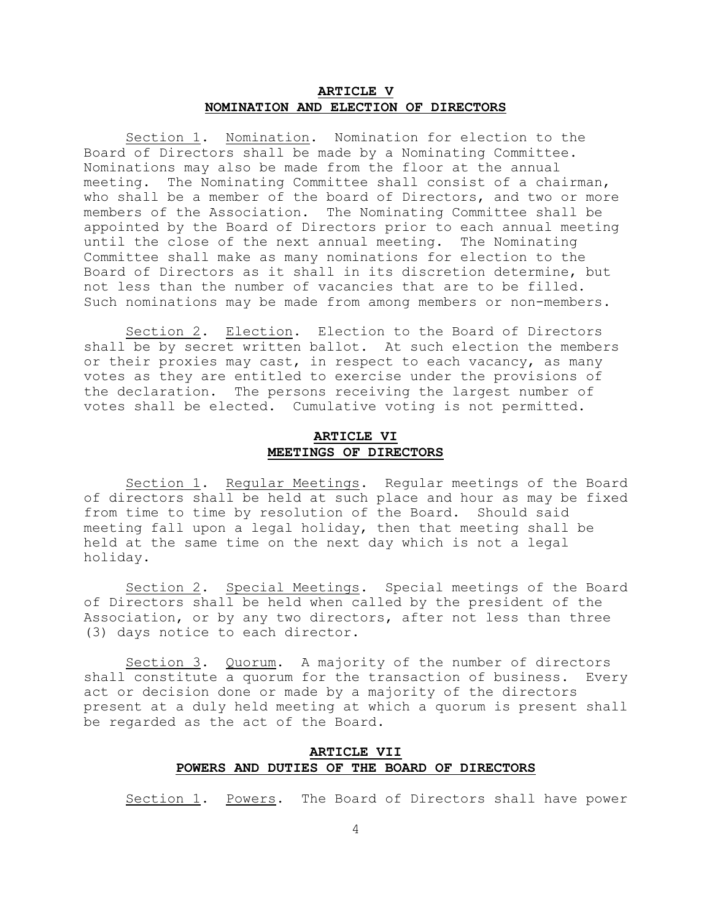## ARTICLE V
## NOMINATION AND ELECTION OF DIRECTORS

Section 1. Nomination. Nomination for election to the Board of Directors shall be made by a Nominating Committee. Nominations may also be made from the floor at the annual meeting. The Nominating Committee shall consist of a chairman, who shall be a member of the board of Directors, and two or more members of the Association. The Nominating Committee shall be appointed by the Board of Directors prior to each annual meeting until the close of the next annual meeting. The Nominating Committee shall make as many nominations for election to the Board of Directors as it shall in its discretion determine, but not less than the number of vacancies that are to be filled. Such nominations may be made from among members or non-members.

Section 2. Election. Election to the Board of Directors shall be by secret written ballot. At such election the members or their proxies may cast, in respect to each vacancy, as many votes as they are entitled to exercise under the provisions of the declaration. The persons receiving the largest number of votes shall be elected. Cumulative voting is not permitted.

## ARTICLE VI
## MEETINGS OF DIRECTORS

Section 1. Regular Meetings. Regular meetings of the Board of directors shall be held at such place and hour as may be fixed from time to time by resolution of the Board. Should said meeting fall upon a legal holiday, then that meeting shall be held at the same time on the next day which is not a legal holiday.

Section 2. Special Meetings. Special meetings of the Board of Directors shall be held when called by the president of the Association, or by any two directors, after not less than three (3) days notice to each director.

Section 3. Quorum. A majority of the number of directors shall constitute a quorum for the transaction of business. Every act or decision done or made by a majority of the directors present at a duly held meeting at which a quorum is present shall be regarded as the act of the Board.

## ARTICLE VII
## POWERS AND DUTIES OF THE BOARD OF DIRECTORS

Section 1. Powers. The Board of Directors shall have power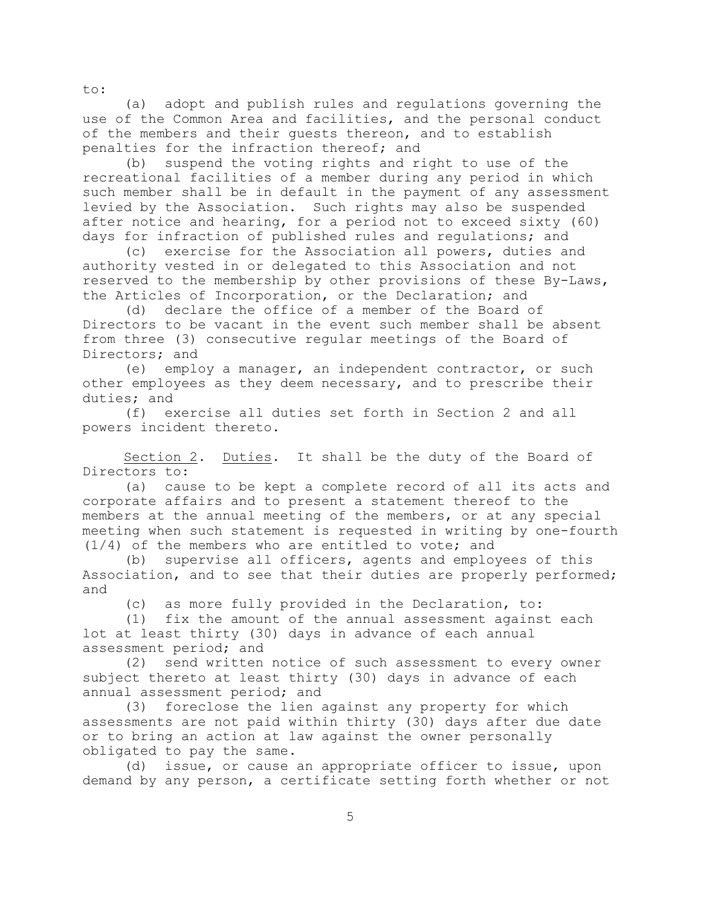to:

(a) adopt and publish rules and regulations governing the use of the Common Area and facilities, and the personal conduct of the members and their guests thereon, and to establish penalties for the infraction thereof; and

(b) suspend the voting rights and right to use of the recreational facilities of a member during any period in which such member shall be in default in the payment of any assessment levied by the Association. Such rights may also be suspended after notice and hearing, for a period not to exceed sixty (60) days for infraction of published rules and regulations; and

(c) exercise for the Association all powers, duties and authority vested in or delegated to this Association and not reserved to the membership by other provisions of these By-Laws, the Articles of Incorporation, or the Declaration; and

(d) declare the office of a member of the Board of Directors to be vacant in the event such member shall be absent from three (3) consecutive regular meetings of the Board of Directors; and

(e) employ a manager, an independent contractor, or such other employees as they deem necessary, and to prescribe their duties; and

(f) exercise all duties set forth in Section 2 and all powers incident thereto.

<u>Section 2</u>. <u>Duties</u>. It shall be the duty of the Board of Directors to:

(a) cause to be kept a complete record of all its acts and corporate affairs and to present a statement thereof to the members at the annual meeting of the members, or at any special meeting when such statement is requested in writing by one-fourth (1/4) of the members who are entitled to vote; and

(b) supervise all officers, agents and employees of this Association, and to see that their duties are properly performed; and

(c) as more fully provided in the Declaration, to:

(1) fix the amount of the annual assessment against each lot at least thirty (30) days in advance of each annual assessment period; and

(2) send written notice of such assessment to every owner subject thereto at least thirty (30) days in advance of each annual assessment period; and

(3) foreclose the lien against any property for which assessments are not paid within thirty (30) days after due date or to bring an action at law against the owner personally obligated to pay the same.

(d) issue, or cause an appropriate officer to issue, upon demand by any person, a certificate setting forth whether or not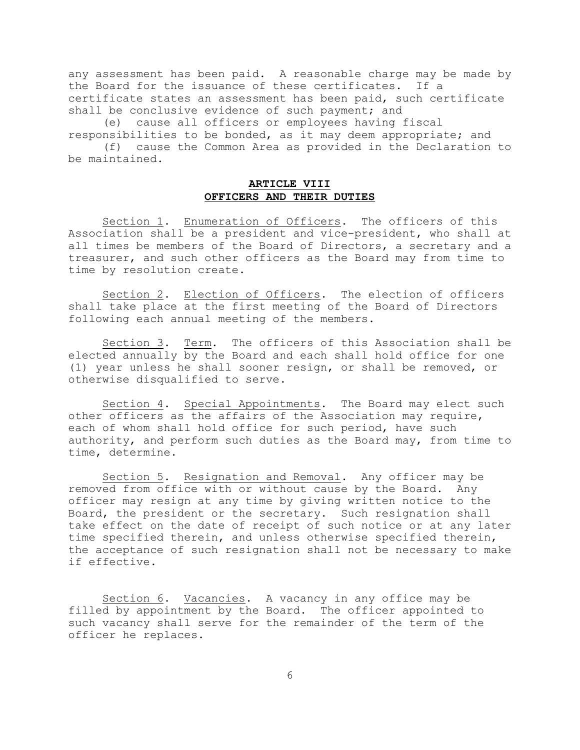any assessment has been paid. A reasonable charge may be made by the Board for the issuance of these certificates. If a certificate states an assessment has been paid, such certificate shall be conclusive evidence of such payment; and

(e) cause all officers or employees having fiscal responsibilities to be bonded, as it may deem appropriate; and

(f) cause the Common Area as provided in the Declaration to be maintained.

## **ARTICLE VIII**
## **OFFICERS AND THEIR DUTIES**

Section 1. Enumeration of Officers. The officers of this Association shall be a president and vice-president, who shall at all times be members of the Board of Directors, a secretary and a treasurer, and such other officers as the Board may from time to time by resolution create.

Section 2. Election of Officers. The election of officers shall take place at the first meeting of the Board of Directors following each annual meeting of the members.

Section 3. Term. The officers of this Association shall be elected annually by the Board and each shall hold office for one (1) year unless he shall sooner resign, or shall be removed, or otherwise disqualified to serve.

Section 4. Special Appointments. The Board may elect such other officers as the affairs of the Association may require, each of whom shall hold office for such period, have such authority, and perform such duties as the Board may, from time to time, determine.

Section 5. Resignation and Removal. Any officer may be removed from office with or without cause by the Board. Any officer may resign at any time by giving written notice to the Board, the president or the secretary. Such resignation shall take effect on the date of receipt of such notice or at any later time specified therein, and unless otherwise specified therein, the acceptance of such resignation shall not be necessary to make if effective.

Section 6. Vacancies. A vacancy in any office may be filled by appointment by the Board. The officer appointed to such vacancy shall serve for the remainder of the term of the officer he replaces.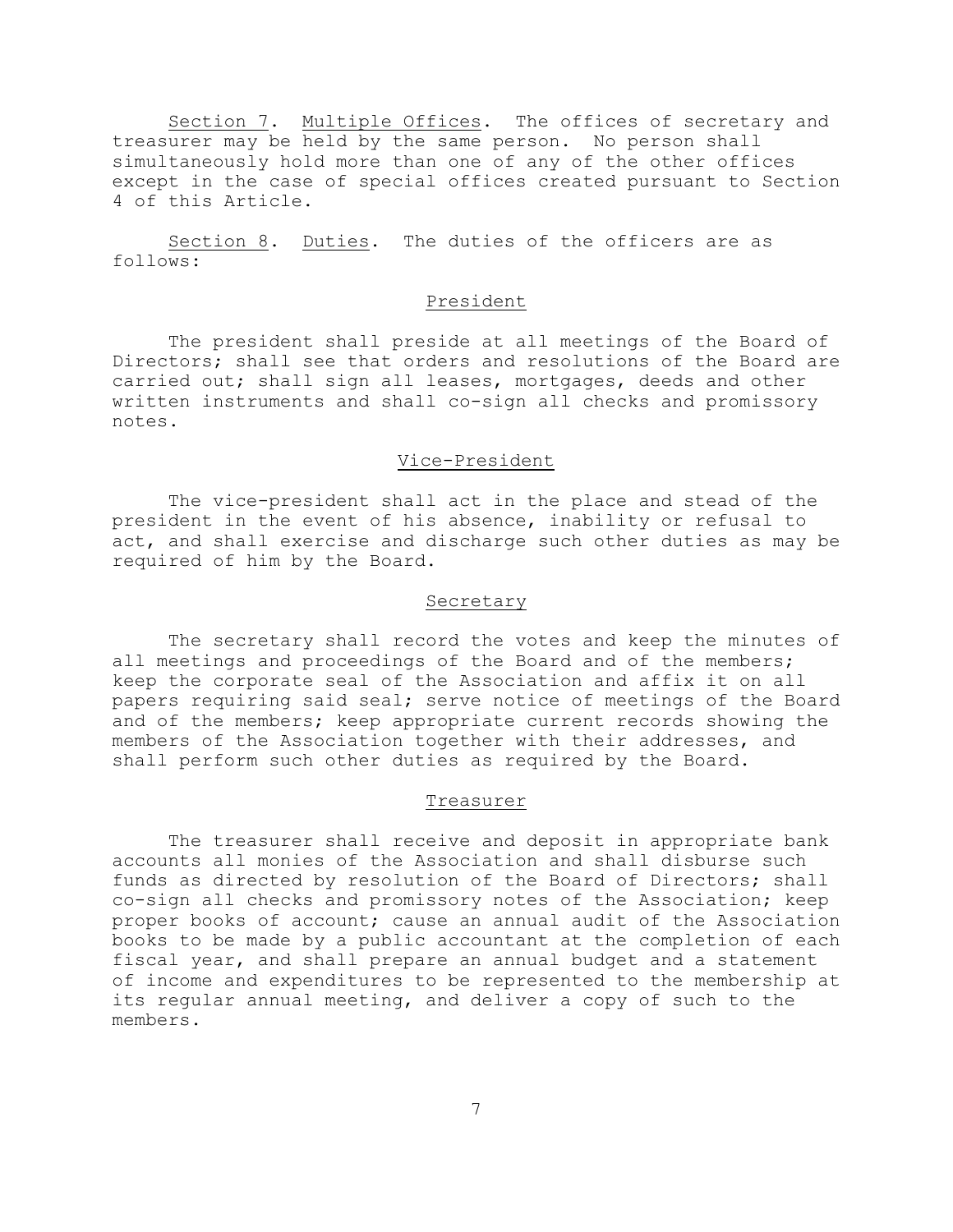Section 7. Multiple Offices. The offices of secretary and treasurer may be held by the same person. No person shall simultaneously hold more than one of any of the other offices except in the case of special offices created pursuant to Section 4 of this Article.

Section 8. Duties. The duties of the officers are as follows:

### President

The president shall preside at all meetings of the Board of Directors; shall see that orders and resolutions of the Board are carried out; shall sign all leases, mortgages, deeds and other written instruments and shall co-sign all checks and promissory notes.

### Vice-President

The vice-president shall act in the place and stead of the president in the event of his absence, inability or refusal to act, and shall exercise and discharge such other duties as may be required of him by the Board.

### Secretary

The secretary shall record the votes and keep the minutes of all meetings and proceedings of the Board and of the members; keep the corporate seal of the Association and affix it on all papers requiring said seal; serve notice of meetings of the Board and of the members; keep appropriate current records showing the members of the Association together with their addresses, and shall perform such other duties as required by the Board.

### Treasurer

The treasurer shall receive and deposit in appropriate bank accounts all monies of the Association and shall disburse such funds as directed by resolution of the Board of Directors; shall co-sign all checks and promissory notes of the Association; keep proper books of account; cause an annual audit of the Association books to be made by a public accountant at the completion of each fiscal year, and shall prepare an annual budget and a statement of income and expenditures to be represented to the membership at its regular annual meeting, and deliver a copy of such to the members.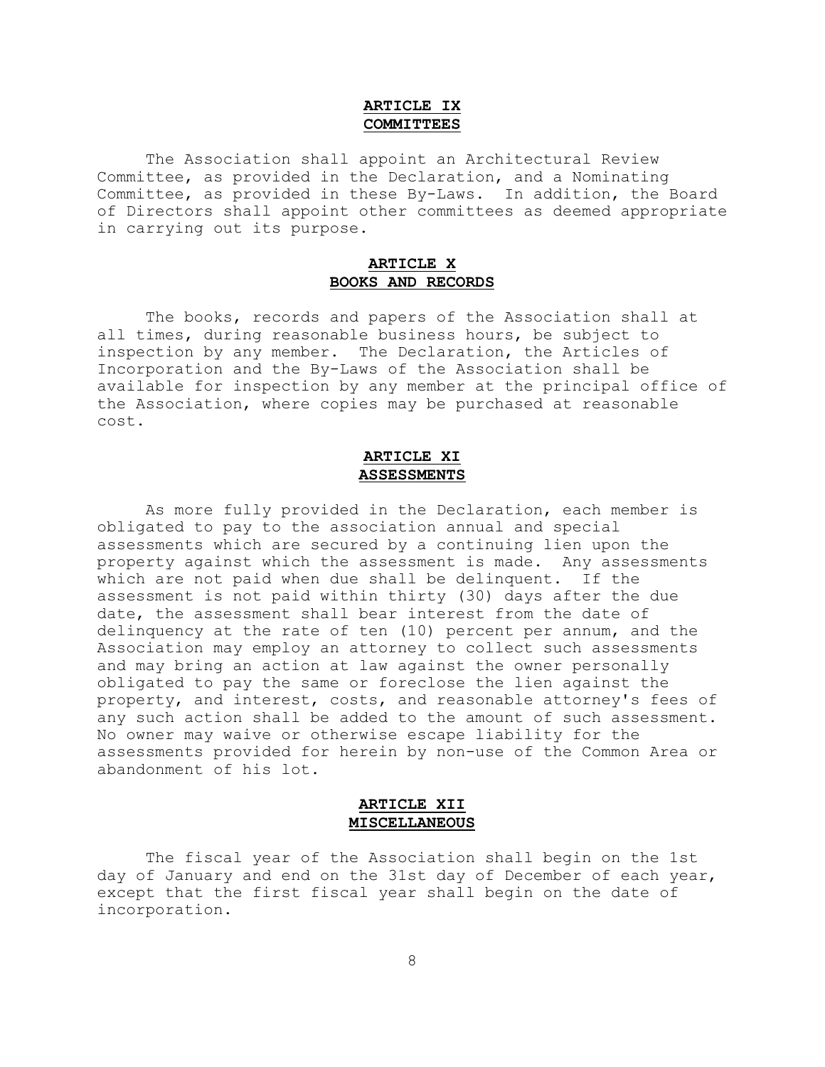## ARTICLE IX
## COMMITTEES

The Association shall appoint an Architectural Review Committee, as provided in the Declaration, and a Nominating Committee, as provided in these By-Laws. In addition, the Board of Directors shall appoint other committees as deemed appropriate in carrying out its purpose.

## ARTICLE X
## BOOKS AND RECORDS

The books, records and papers of the Association shall at all times, during reasonable business hours, be subject to inspection by any member. The Declaration, the Articles of Incorporation and the By-Laws of the Association shall be available for inspection by any member at the principal office of the Association, where copies may be purchased at reasonable cost.

## ARTICLE XI
## ASSESSMENTS

As more fully provided in the Declaration, each member is obligated to pay to the association annual and special assessments which are secured by a continuing lien upon the property against which the assessment is made. Any assessments which are not paid when due shall be delinquent. If the assessment is not paid within thirty (30) days after the due date, the assessment shall bear interest from the date of delinquency at the rate of ten (10) percent per annum, and the Association may employ an attorney to collect such assessments and may bring an action at law against the owner personally obligated to pay the same or foreclose the lien against the property, and interest, costs, and reasonable attorney's fees of any such action shall be added to the amount of such assessment. No owner may waive or otherwise escape liability for the assessments provided for herein by non-use of the Common Area or abandonment of his lot.

## ARTICLE XII
## MISCELLANEOUS

The fiscal year of the Association shall begin on the 1st day of January and end on the 31st day of December of each year, except that the first fiscal year shall begin on the date of incorporation.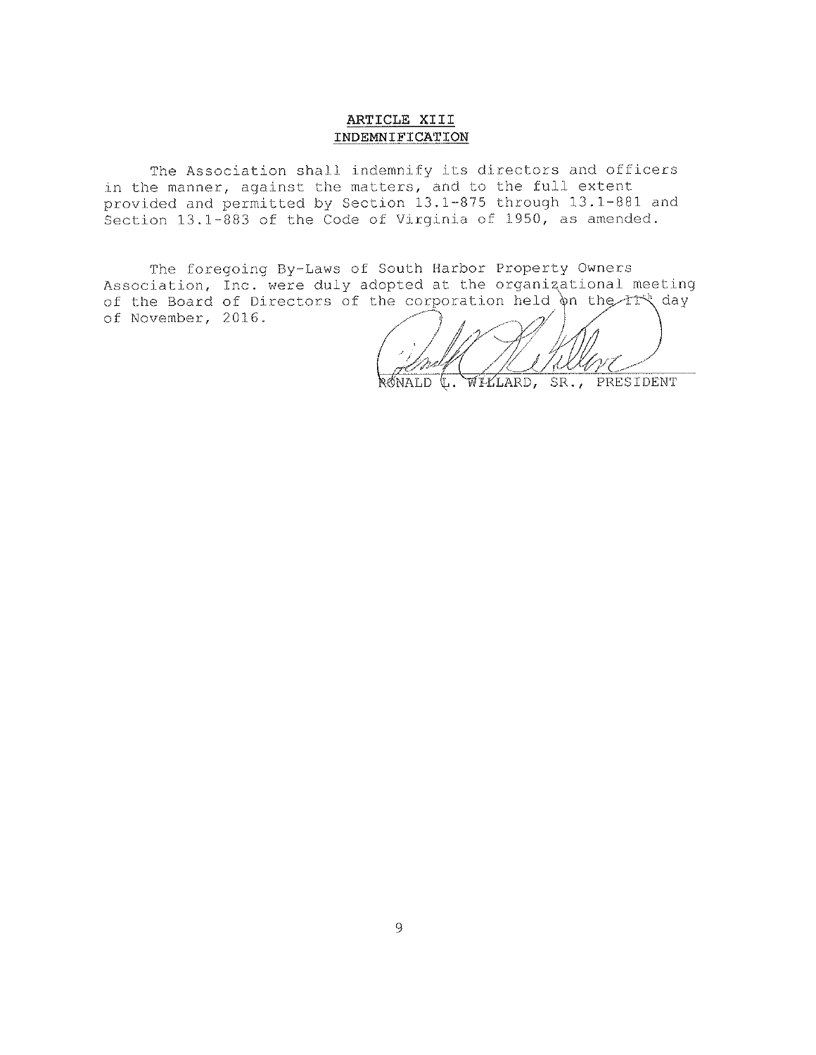## ARTICLE XIII
## INDEMNIFICATION

The Association shall indemnify its directors and officers in the manner, against the matters, and to the full extent provided and permitted by Section 13.1-875 through 13.1-881 and Section 13.1-883 of the Code of Virginia of 1950, as amended.

The foregoing By-Laws of South Harbor Property Owners Association, Inc. were duly adopted at the organizational meeting of the Board of Directors of the corporation held on the 11th day of November, 2016.

RONALD L. WILLARD, SR., PRESIDENT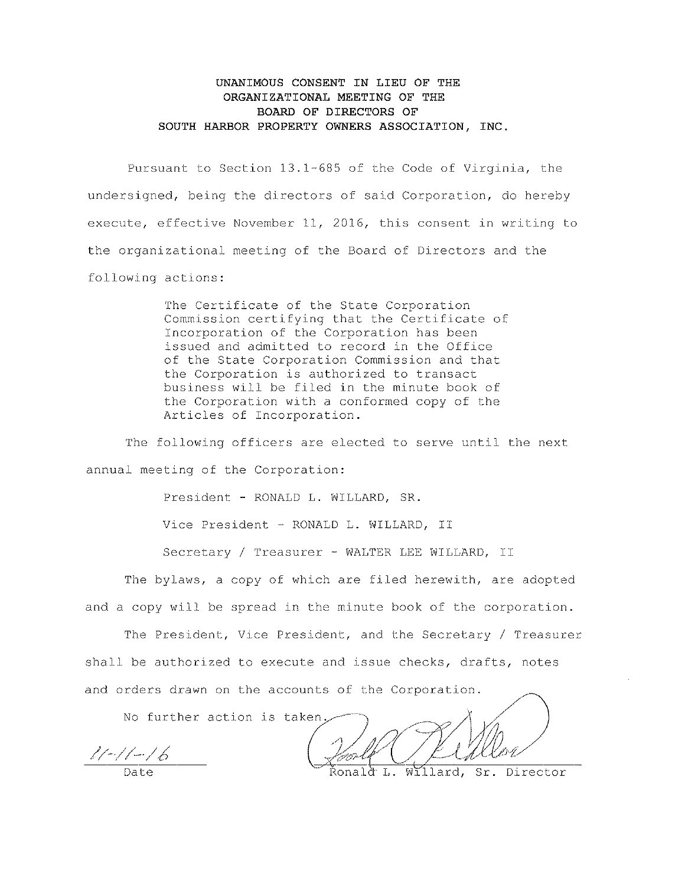# UNANIMOUS CONSENT IN LIEU OF THE ORGANIZATIONAL MEETING OF THE BOARD OF DIRECTORS OF SOUTH HARBOR PROPERTY OWNERS ASSOCIATION, INC.

Pursuant to Section 13.1-685 of the Code of Virginia, the undersigned, being the directors of said Corporation, do hereby execute, effective November 11, 2016, this consent in writing to the organizational meeting of the Board of Directors and the following actions:

> The Certificate of the State Corporation Commission certifying that the Certificate of Incorporation of the Corporation has been issued and admitted to record in the Office of the State Corporation Commission and that the Corporation is authorized to transact business will be filed in the minute book of the Corporation with a conformed copy of the Articles of Incorporation.

The following officers are elected to serve until the next annual meeting of the Corporation:

President - RONALD L. WILLARD, SR.

Vice President - RONALD L. WILLARD, II

Secretary / Treasurer - WALTER LEE WILLARD, II

The bylaws, a copy of which are filed herewith, are adopted and a copy will be spread in the minute book of the corporation.

The President, Vice President, and the Secretary / Treasurer shall be authorized to execute and issue checks, drafts, notes and orders drawn on the accounts of the Corporation.

No further action is taken.

11-11-16
Date

Ronald L. Willard, Sr. Director